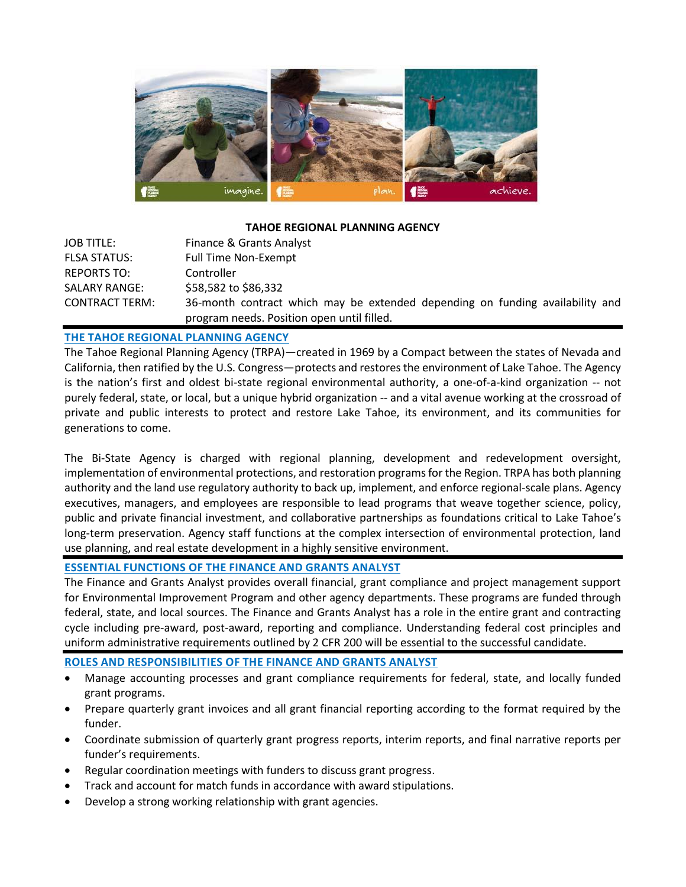**TAHOE REGIONAL PLANNING AGENCY**

| | |
|---|---|
| JOB TITLE: | Finance & Grants Analyst |
| FLSA STATUS: | Full Time Non-Exempt |
| REPORTS TO: | Controller |
| SALARY RANGE: | $58,582 to $86,332 |
| CONTRACT TERM: | 36-month contract which may be extended depending on funding availability and program needs. Position open until filled. |

## THE TAHOE REGIONAL PLANNING AGENCY

The Tahoe Regional Planning Agency (TRPA)—created in 1969 by a Compact between the states of Nevada and California, then ratified by the U.S. Congress—protects and restores the environment of Lake Tahoe. The Agency is the nation's first and oldest bi-state regional environmental authority, a one-of-a-kind organization -- not purely federal, state, or local, but a unique hybrid organization -- and a vital avenue working at the crossroad of private and public interests to protect and restore Lake Tahoe, its environment, and its communities for generations to come.

The Bi-State Agency is charged with regional planning, development and redevelopment oversight, implementation of environmental protections, and restoration programs for the Region. TRPA has both planning authority and the land use regulatory authority to back up, implement, and enforce regional-scale plans. Agency executives, managers, and employees are responsible to lead programs that weave together science, policy, public and private financial investment, and collaborative partnerships as foundations critical to Lake Tahoe's long-term preservation. Agency staff functions at the complex intersection of environmental protection, land use planning, and real estate development in a highly sensitive environment.

## ESSENTIAL FUNCTIONS OF THE FINANCE AND GRANTS ANALYST

The Finance and Grants Analyst provides overall financial, grant compliance and project management support for Environmental Improvement Program and other agency departments. These programs are funded through federal, state, and local sources. The Finance and Grants Analyst has a role in the entire grant and contracting cycle including pre-award, post-award, reporting and compliance. Understanding federal cost principles and uniform administrative requirements outlined by 2 CFR 200 will be essential to the successful candidate.

## ROLES AND RESPONSIBILITIES OF THE FINANCE AND GRANTS ANALYST

- Manage accounting processes and grant compliance requirements for federal, state, and locally funded grant programs.
- Prepare quarterly grant invoices and all grant financial reporting according to the format required by the funder.
- Coordinate submission of quarterly grant progress reports, interim reports, and final narrative reports per funder's requirements.
- Regular coordination meetings with funders to discuss grant progress.
- Track and account for match funds in accordance with award stipulations.
- Develop a strong working relationship with grant agencies.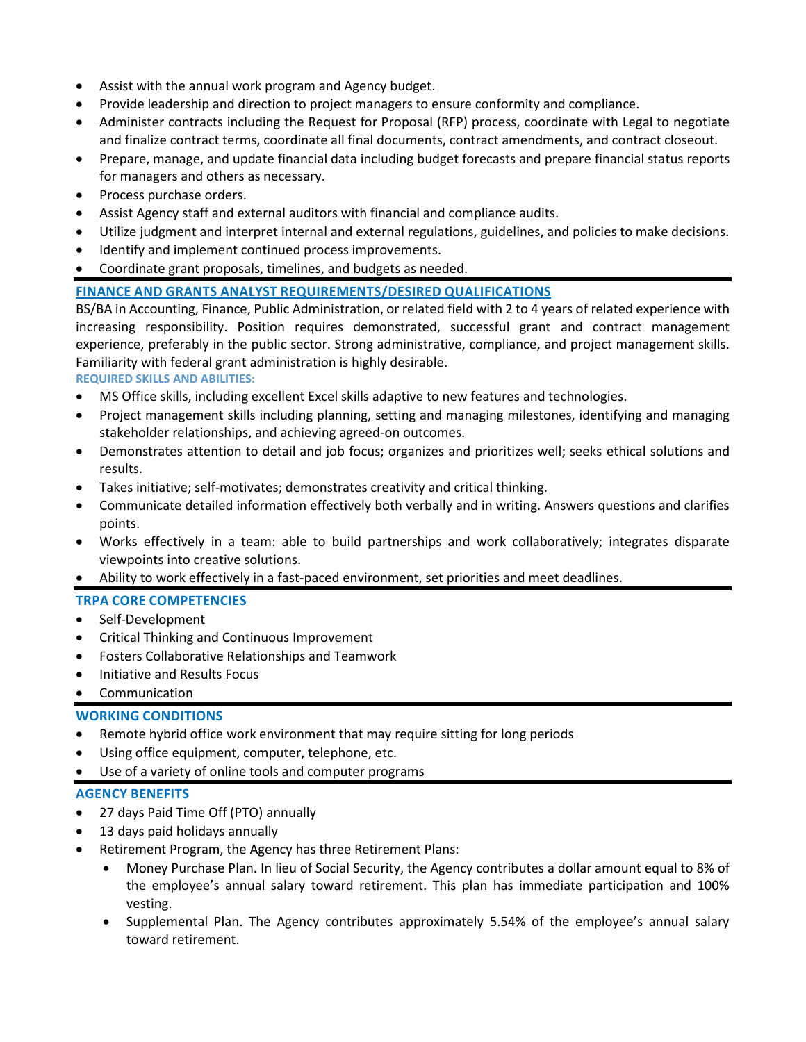- Assist with the annual work program and Agency budget.
- Provide leadership and direction to project managers to ensure conformity and compliance.
- Administer contracts including the Request for Proposal (RFP) process, coordinate with Legal to negotiate and finalize contract terms, coordinate all final documents, contract amendments, and contract closeout.
- Prepare, manage, and update financial data including budget forecasts and prepare financial status reports for managers and others as necessary.
- Process purchase orders.
- Assist Agency staff and external auditors with financial and compliance audits.
- Utilize judgment and interpret internal and external regulations, guidelines, and policies to make decisions.
- Identify and implement continued process improvements.
- Coordinate grant proposals, timelines, and budgets as needed.

## FINANCE AND GRANTS ANALYST REQUIREMENTS/DESIRED QUALIFICATIONS

BS/BA in Accounting, Finance, Public Administration, or related field with 2 to 4 years of related experience with increasing responsibility. Position requires demonstrated, successful grant and contract management experience, preferably in the public sector. Strong administrative, compliance, and project management skills. Familiarity with federal grant administration is highly desirable.

### REQUIRED SKILLS AND ABILITIES:

- MS Office skills, including excellent Excel skills adaptive to new features and technologies.
- Project management skills including planning, setting and managing milestones, identifying and managing stakeholder relationships, and achieving agreed-on outcomes.
- Demonstrates attention to detail and job focus; organizes and prioritizes well; seeks ethical solutions and results.
- Takes initiative; self-motivates; demonstrates creativity and critical thinking.
- Communicate detailed information effectively both verbally and in writing. Answers questions and clarifies points.
- Works effectively in a team: able to build partnerships and work collaboratively; integrates disparate viewpoints into creative solutions.
- Ability to work effectively in a fast-paced environment, set priorities and meet deadlines.

## TRPA CORE COMPETENCIES

- Self-Development
- Critical Thinking and Continuous Improvement
- Fosters Collaborative Relationships and Teamwork
- Initiative and Results Focus
- Communication

## WORKING CONDITIONS

- Remote hybrid office work environment that may require sitting for long periods
- Using office equipment, computer, telephone, etc.
- Use of a variety of online tools and computer programs

## AGENCY BENEFITS

- 27 days Paid Time Off (PTO) annually
- 13 days paid holidays annually
- Retirement Program, the Agency has three Retirement Plans:
  - Money Purchase Plan. In lieu of Social Security, the Agency contributes a dollar amount equal to 8% of the employee's annual salary toward retirement. This plan has immediate participation and 100% vesting.
  - Supplemental Plan. The Agency contributes approximately 5.54% of the employee's annual salary toward retirement.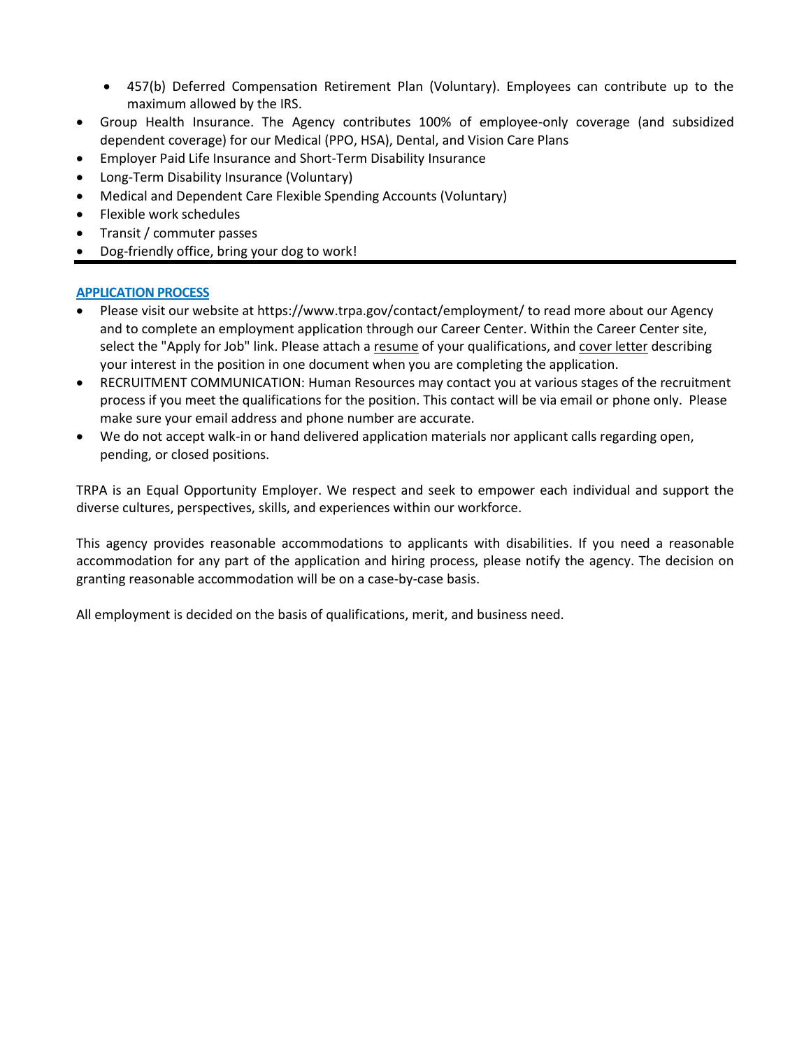- 457(b) Deferred Compensation Retirement Plan (Voluntary). Employees can contribute up to the maximum allowed by the IRS.
- Group Health Insurance. The Agency contributes 100% of employee-only coverage (and subsidized dependent coverage) for our Medical (PPO, HSA), Dental, and Vision Care Plans
- Employer Paid Life Insurance and Short-Term Disability Insurance
- Long-Term Disability Insurance (Voluntary)
- Medical and Dependent Care Flexible Spending Accounts (Voluntary)
- Flexible work schedules
- Transit / commuter passes
- Dog-friendly office, bring your dog to work!

---

## APPLICATION PROCESS

- Please visit our website at https://www.trpa.gov/contact/employment/ to read more about our Agency and to complete an employment application through our Career Center. Within the Career Center site, select the "Apply for Job" link. Please attach a resume of your qualifications, and cover letter describing your interest in the position in one document when you are completing the application.
- RECRUITMENT COMMUNICATION: Human Resources may contact you at various stages of the recruitment process if you meet the qualifications for the position. This contact will be via email or phone only. Please make sure your email address and phone number are accurate.
- We do not accept walk-in or hand delivered application materials nor applicant calls regarding open, pending, or closed positions.

TRPA is an Equal Opportunity Employer. We respect and seek to empower each individual and support the diverse cultures, perspectives, skills, and experiences within our workforce.

This agency provides reasonable accommodations to applicants with disabilities. If you need a reasonable accommodation for any part of the application and hiring process, please notify the agency. The decision on granting reasonable accommodation will be on a case-by-case basis.

All employment is decided on the basis of qualifications, merit, and business need.